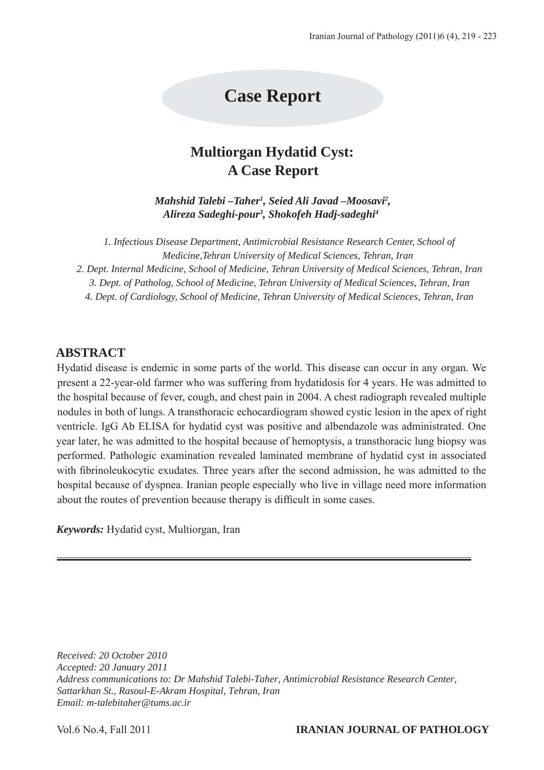# Case Report

## Multiorgan Hydatid Cyst: A Case Report

***Mahshid Talebi –Taher[1], Seied Ali Javad –Moosavi[2], Alireza Sadeghi-pour[3], Shokofeh Hadj-sadeghi[4]***

*1. Infectious Disease Department, Antimicrobial Resistance Research Center, School of Medicine,Tehran University of Medical Sciences, Tehran, Iran*
*2. Dept. Internal Medicine, School of Medicine, Tehran University of Medical Sciences, Tehran, Iran*
*3. Dept. of Patholog, School of Medicine, Tehran University of Medical Sciences, Tehran, Iran*
*4. Dept. of Cardiology, School of Medicine, Tehran University of Medical Sciences, Tehran, Iran*

## ABSTRACT

Hydatid disease is endemic in some parts of the world. This disease can occur in any organ. We present a 22-year-old farmer who was suffering from hydatidosis for 4 years. He was admitted to the hospital because of fever, cough, and chest pain in 2004. A chest radiograph revealed multiple nodules in both of lungs. A transthoracic echocardiogram showed cystic lesion in the apex of right ventricle. IgG Ab ELISA for hydatid cyst was positive and albendazole was administrated. One year later, he was admitted to the hospital because of hemoptysis, a transthoracic lung biopsy was performed. Pathologic examination revealed laminated membrane of hydatid cyst in associated with fibrinoleukocytic exudates. Three years after the second admission, he was admitted to the hospital because of dyspnea. Iranian people especially who live in village need more information about the routes of prevention because therapy is difficult in some cases.

***Keywords:*** Hydatid cyst, Multiorgan, Iran

---

*Received: 20 October 2010*
*Accepted: 20 January 2011*
*Address communications to: Dr Mahshid Talebi-Taher, Antimicrobial Resistance Research Center, Sattarkhan St., Rasoul-E-Akram Hospital, Tehran, Iran*
*Email: m-talebitaher@tums.ac.ir*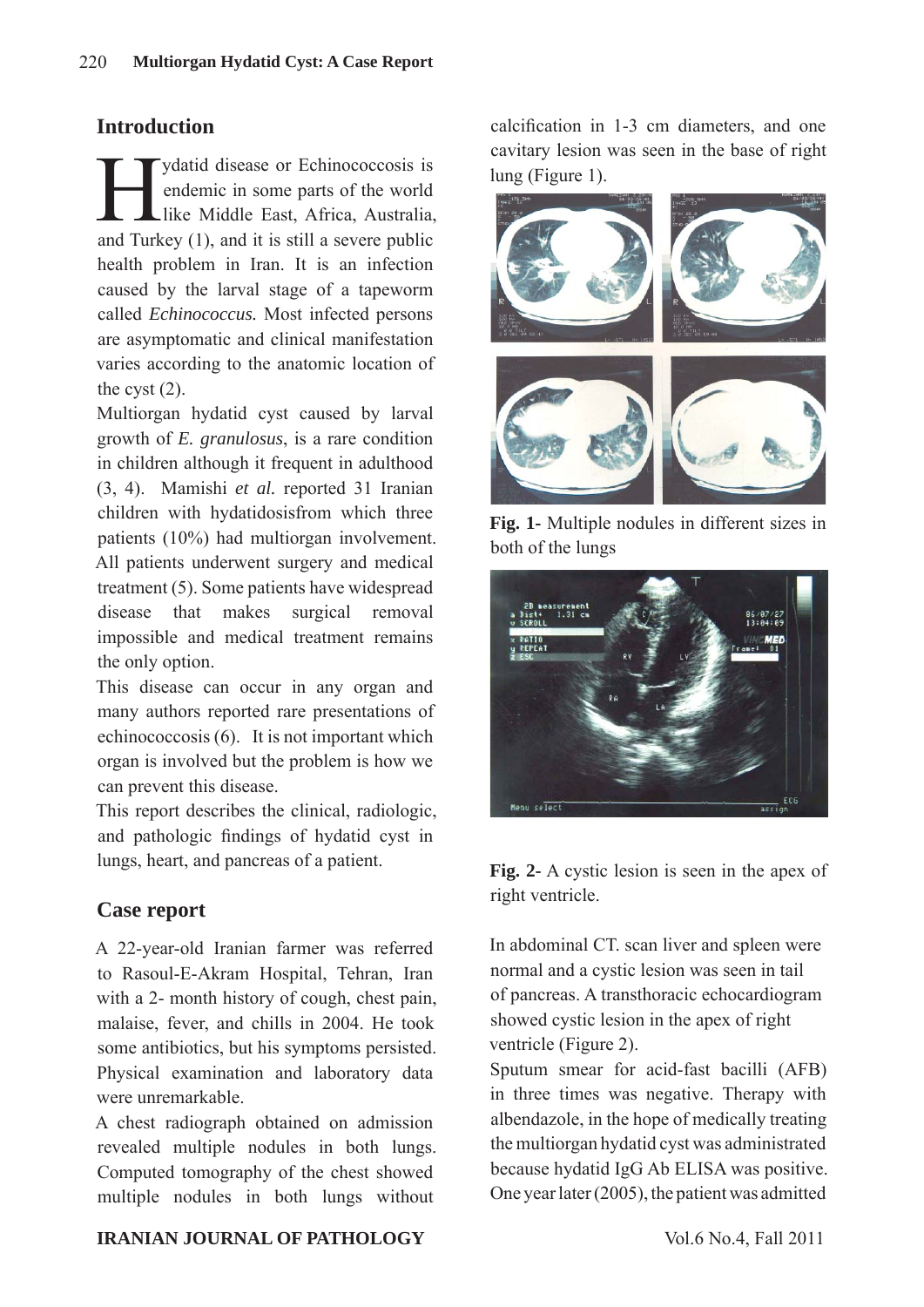## Introduction

Hydatid disease or Echinococcosis is endemic in some parts of the world like Middle East, Africa, Australia, and Turkey (1), and it is still a severe public health problem in Iran. It is an infection caused by the larval stage of a tapeworm called *Echinococcus.* Most infected persons are asymptomatic and clinical manifestation varies according to the anatomic location of the cyst (2).

Multiorgan hydatid cyst caused by larval growth of *E. granulosus*, is a rare condition in children although it frequent in adulthood (3, 4). Mamishi *et al.* reported 31 Iranian children with hydatidosisfrom which three patients (10%) had multiorgan involvement. All patients underwent surgery and medical treatment (5). Some patients have widespread disease that makes surgical removal impossible and medical treatment remains the only option.

This disease can occur in any organ and many authors reported rare presentations of echinococcosis (6). It is not important which organ is involved but the problem is how we can prevent this disease.

This report describes the clinical, radiologic, and pathologic findings of hydatid cyst in lungs, heart, and pancreas of a patient.

## Case report

A 22-year-old Iranian farmer was referred to Rasoul-E-Akram Hospital, Tehran, Iran with a 2- month history of cough, chest pain, malaise, fever, and chills in 2004. He took some antibiotics, but his symptoms persisted. Physical examination and laboratory data were unremarkable.

A chest radiograph obtained on admission revealed multiple nodules in both lungs. Computed tomography of the chest showed multiple nodules in both lungs without calcification in 1-3 cm diameters, and one cavitary lesion was seen in the base of right lung (Figure 1).

**Fig. 1-** Multiple nodules in different sizes in both of the lungs

**Fig. 2-** A cystic lesion is seen in the apex of right ventricle.

In abdominal CT. scan liver and spleen were normal and a cystic lesion was seen in tail of pancreas. A transthoracic echocardiogram showed cystic lesion in the apex of right ventricle (Figure 2).

Sputum smear for acid-fast bacilli (AFB) in three times was negative. Therapy with albendazole, in the hope of medically treating the multiorgan hydatid cyst was administrated because hydatid IgG Ab ELISA was positive. One year later (2005), the patient was admitted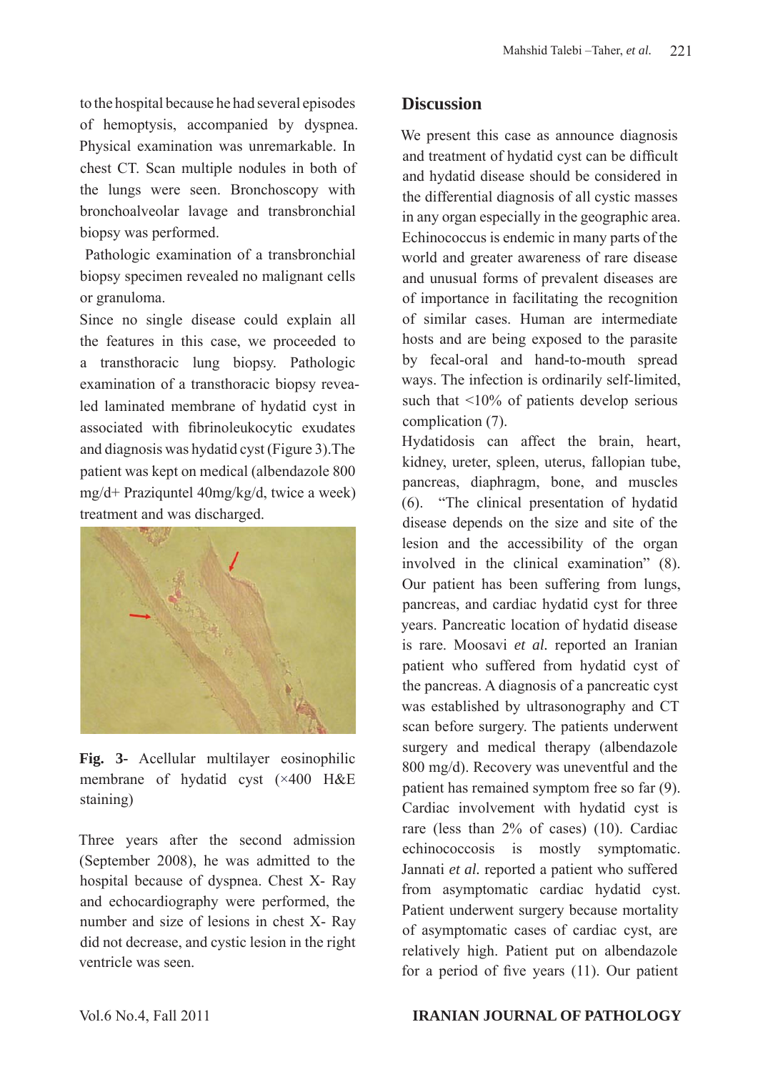to the hospital because he had several episodes of hemoptysis, accompanied by dyspnea. Physical examination was unremarkable. In chest CT. Scan multiple nodules in both of the lungs were seen. Bronchoscopy with bronchoalveolar lavage and transbronchial biopsy was performed.

Pathologic examination of a transbronchial biopsy specimen revealed no malignant cells or granuloma.

Since no single disease could explain all the features in this case, we proceeded to a transthoracic lung biopsy. Pathologic examination of a transthoracic biopsy revealed laminated membrane of hydatid cyst in associated with fibrinoleukocytic exudates and diagnosis was hydatid cyst (Figure 3).The patient was kept on medical (albendazole 800 mg/d+ Praziquntel 40mg/kg/d, twice a week) treatment and was discharged.

**Fig. 3-** Acellular multilayer eosinophilic membrane of hydatid cyst (×400 H&E staining)

Three years after the second admission (September 2008), he was admitted to the hospital because of dyspnea. Chest X- Ray and echocardiography were performed, the number and size of lesions in chest X- Ray did not decrease, and cystic lesion in the right ventricle was seen.

## Discussion

We present this case as announce diagnosis and treatment of hydatid cyst can be difficult and hydatid disease should be considered in the differential diagnosis of all cystic masses in any organ especially in the geographic area. Echinococcus is endemic in many parts of the world and greater awareness of rare disease and unusual forms of prevalent diseases are of importance in facilitating the recognition of similar cases. Human are intermediate hosts and are being exposed to the parasite by fecal-oral and hand-to-mouth spread ways. The infection is ordinarily self-limited, such that <10% of patients develop serious complication (7).

Hydatidosis can affect the brain, heart, kidney, ureter, spleen, uterus, fallopian tube, pancreas, diaphragm, bone, and muscles (6). "The clinical presentation of hydatid disease depends on the size and site of the lesion and the accessibility of the organ involved in the clinical examination" (8). Our patient has been suffering from lungs, pancreas, and cardiac hydatid cyst for three years. Pancreatic location of hydatid disease is rare. Moosavi *et al.* reported an Iranian patient who suffered from hydatid cyst of the pancreas. A diagnosis of a pancreatic cyst was established by ultrasonography and CT scan before surgery. The patients underwent surgery and medical therapy (albendazole 800 mg/d). Recovery was uneventful and the patient has remained symptom free so far (9). Cardiac involvement with hydatid cyst is rare (less than 2% of cases) (10). Cardiac echinococcosis is mostly symptomatic. Jannati *et al.* reported a patient who suffered from asymptomatic cardiac hydatid cyst. Patient underwent surgery because mortality of asymptomatic cases of cardiac cyst, are relatively high. Patient put on albendazole for a period of five years (11). Our patient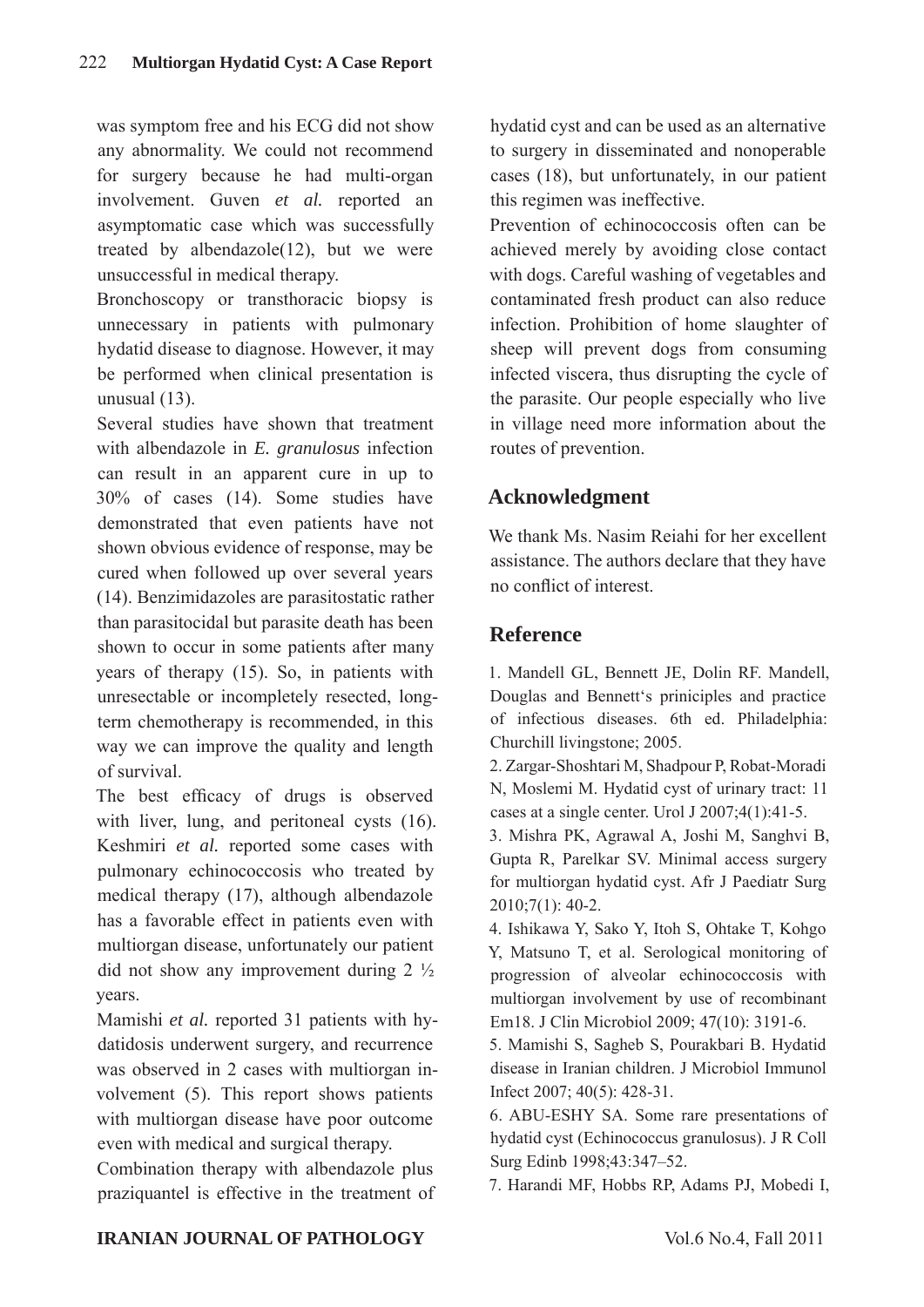was symptom free and his ECG did not show any abnormality. We could not recommend for surgery because he had multi-organ involvement. Guven *et al.* reported an asymptomatic case which was successfully treated by albendazole(12), but we were unsuccessful in medical therapy.

Bronchoscopy or transthoracic biopsy is unnecessary in patients with pulmonary hydatid disease to diagnose. However, it may be performed when clinical presentation is unusual (13).

Several studies have shown that treatment with albendazole in *E. granulosus* infection can result in an apparent cure in up to 30% of cases (14). Some studies have demonstrated that even patients have not shown obvious evidence of response, may be cured when followed up over several years (14). Benzimidazoles are parasitostatic rather than parasitocidal but parasite death has been shown to occur in some patients after many years of therapy (15). So, in patients with unresectable or incompletely resected, long-term chemotherapy is recommended, in this way we can improve the quality and length of survival.

The best efficacy of drugs is observed with liver, lung, and peritoneal cysts (16). Keshmiri *et al.* reported some cases with pulmonary echinococcosis who treated by medical therapy (17), although albendazole has a favorable effect in patients even with multiorgan disease, unfortunately our patient did not show any improvement during 2 ½ years.

Mamishi *et al.* reported 31 patients with hydatidosis underwent surgery, and recurrence was observed in 2 cases with multiorgan involvement (5). This report shows patients with multiorgan disease have poor outcome even with medical and surgical therapy.

Combination therapy with albendazole plus praziquantel is effective in the treatment of hydatid cyst and can be used as an alternative to surgery in disseminated and nonoperable cases (18), but unfortunately, in our patient this regimen was ineffective.

Prevention of echinococcosis often can be achieved merely by avoiding close contact with dogs. Careful washing of vegetables and contaminated fresh product can also reduce infection. Prohibition of home slaughter of sheep will prevent dogs from consuming infected viscera, thus disrupting the cycle of the parasite. Our people especially who live in village need more information about the routes of prevention.

## Acknowledgment

We thank Ms. Nasim Reiahi for her excellent assistance. The authors declare that they have no conflict of interest.

## Reference

1. Mandell GL, Bennett JE, Dolin RF. Mandell, Douglas and Bennett's priniciples and practice of infectious diseases. 6th ed. Philadelphia: Churchill livingstone; 2005.
2. Zargar-Shoshtari M, Shadpour P, Robat-Moradi N, Moslemi M. Hydatid cyst of urinary tract: 11 cases at a single center. Urol J 2007;4(1):41-5.
3. Mishra PK, Agrawal A, Joshi M, Sanghvi B, Gupta R, Parelkar SV. Minimal access surgery for multiorgan hydatid cyst. Afr J Paediatr Surg 2010;7(1): 40-2.
4. Ishikawa Y, Sako Y, Itoh S, Ohtake T, Kohgo Y, Matsuno T, et al. Serological monitoring of progression of alveolar echinococcosis with multiorgan involvement by use of recombinant Em18. J Clin Microbiol 2009; 47(10): 3191-6.
5. Mamishi S, Sagheb S, Pourakbari B. Hydatid disease in Iranian children. J Microbiol Immunol Infect 2007; 40(5): 428-31.
6. ABU-ESHY SA. Some rare presentations of hydatid cyst (Echinococcus granulosus). J R Coll Surg Edinb 1998;43:347–52.
7. Harandi MF, Hobbs RP, Adams PJ, Mobedi I,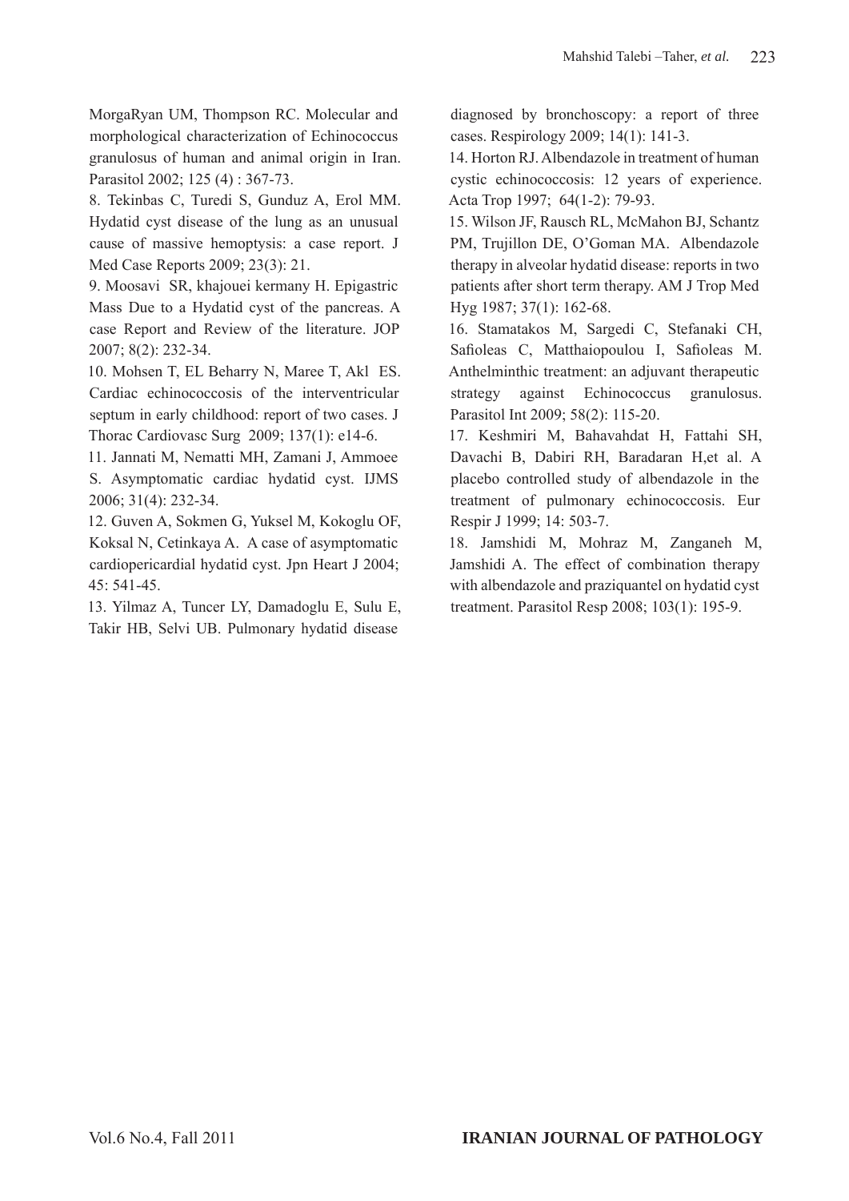MorgaRyan UM, Thompson RC. Molecular and morphological characterization of Echinococcus granulosus of human and animal origin in Iran. Parasitol 2002; 125 (4) : 367-73.

8. Tekinbas C, Turedi S, Gunduz A, Erol MM. Hydatid cyst disease of the lung as an unusual cause of massive hemoptysis: a case report. J Med Case Reports 2009; 23(3): 21.

9. Moosavi SR, khajouei kermany H. Epigastric Mass Due to a Hydatid cyst of the pancreas. A case Report and Review of the literature. JOP 2007; 8(2): 232-34.

10. Mohsen T, EL Beharry N, Maree T, Akl ES. Cardiac echinococcosis of the interventricular septum in early childhood: report of two cases. J Thorac Cardiovasc Surg 2009; 137(1): e14-6.

11. Jannati M, Nematti MH, Zamani J, Ammoee S. Asymptomatic cardiac hydatid cyst. IJMS 2006; 31(4): 232-34.

12. Guven A, Sokmen G, Yuksel M, Kokoglu OF, Koksal N, Cetinkaya A. A case of asymptomatic cardiopericardial hydatid cyst. Jpn Heart J 2004; 45: 541-45.

13. Yilmaz A, Tuncer LY, Damadoglu E, Sulu E, Takir HB, Selvi UB. Pulmonary hydatid disease diagnosed by bronchoscopy: a report of three cases. Respirology 2009; 14(1): 141-3.

14. Horton RJ. Albendazole in treatment of human cystic echinococcosis: 12 years of experience. Acta Trop 1997; 64(1-2): 79-93.

15. Wilson JF, Rausch RL, McMahon BJ, Schantz PM, Trujillon DE, O'Goman MA. Albendazole therapy in alveolar hydatid disease: reports in two patients after short term therapy. AM J Trop Med Hyg 1987; 37(1): 162-68.

16. Stamatakos M, Sargedi C, Stefanaki CH, Safioleas C, Matthaiopoulou I, Safioleas M. Anthelminthic treatment: an adjuvant therapeutic strategy against Echinococcus granulosus. Parasitol Int 2009; 58(2): 115-20.

17. Keshmiri M, Bahavahdat H, Fattahi SH, Davachi B, Dabiri RH, Baradaran H,et al. A placebo controlled study of albendazole in the treatment of pulmonary echinococcosis. Eur Respir J 1999; 14: 503-7.

18. Jamshidi M, Mohraz M, Zanganeh M, Jamshidi A. The effect of combination therapy with albendazole and praziquantel on hydatid cyst treatment. Parasitol Resp 2008; 103(1): 195-9.